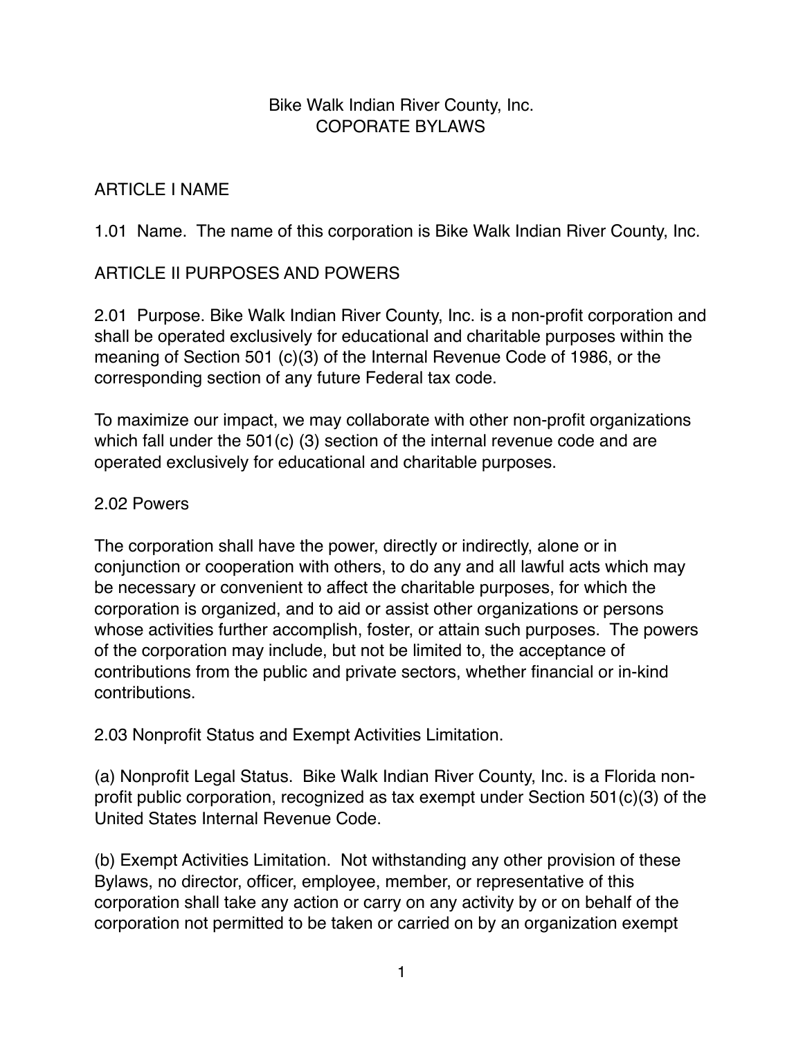# Bike Walk Indian River County, Inc.
# COPORATE BYLAWS

## ARTICLE I NAME

1.01 Name. The name of this corporation is Bike Walk Indian River County, Inc.

## ARTICLE II PURPOSES AND POWERS

2.01 Purpose. Bike Walk Indian River County, Inc. is a non-profit corporation and shall be operated exclusively for educational and charitable purposes within the meaning of Section 501 (c)(3) of the Internal Revenue Code of 1986, or the corresponding section of any future Federal tax code.

To maximize our impact, we may collaborate with other non-profit organizations which fall under the 501(c) (3) section of the internal revenue code and are operated exclusively for educational and charitable purposes.

2.02 Powers

The corporation shall have the power, directly or indirectly, alone or in conjunction or cooperation with others, to do any and all lawful acts which may be necessary or convenient to affect the charitable purposes, for which the corporation is organized, and to aid or assist other organizations or persons whose activities further accomplish, foster, or attain such purposes. The powers of the corporation may include, but not be limited to, the acceptance of contributions from the public and private sectors, whether financial or in-kind contributions.

2.03 Nonprofit Status and Exempt Activities Limitation.

(a) Nonprofit Legal Status. Bike Walk Indian River County, Inc. is a Florida non-profit public corporation, recognized as tax exempt under Section 501(c)(3) of the United States Internal Revenue Code.

(b) Exempt Activities Limitation. Not withstanding any other provision of these Bylaws, no director, officer, employee, member, or representative of this corporation shall take any action or carry on any activity by or on behalf of the corporation not permitted to be taken or carried on by an organization exempt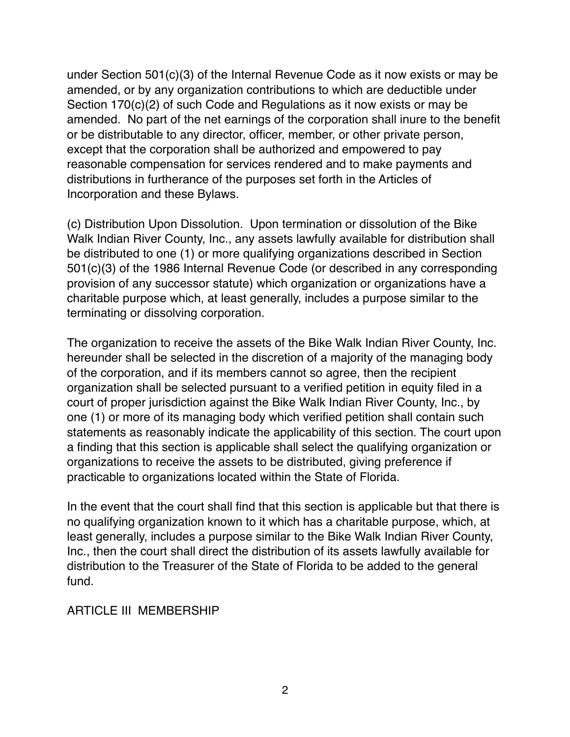under Section 501(c)(3) of the Internal Revenue Code as it now exists or may be amended, or by any organization contributions to which are deductible under Section 170(c)(2) of such Code and Regulations as it now exists or may be amended. No part of the net earnings of the corporation shall inure to the benefit or be distributable to any director, officer, member, or other private person, except that the corporation shall be authorized and empowered to pay reasonable compensation for services rendered and to make payments and distributions in furtherance of the purposes set forth in the Articles of Incorporation and these Bylaws.

(c) Distribution Upon Dissolution. Upon termination or dissolution of the Bike Walk Indian River County, Inc., any assets lawfully available for distribution shall be distributed to one (1) or more qualifying organizations described in Section 501(c)(3) of the 1986 Internal Revenue Code (or described in any corresponding provision of any successor statute) which organization or organizations have a charitable purpose which, at least generally, includes a purpose similar to the terminating or dissolving corporation.

The organization to receive the assets of the Bike Walk Indian River County, Inc. hereunder shall be selected in the discretion of a majority of the managing body of the corporation, and if its members cannot so agree, then the recipient organization shall be selected pursuant to a verified petition in equity filed in a court of proper jurisdiction against the Bike Walk Indian River County, Inc., by one (1) or more of its managing body which verified petition shall contain such statements as reasonably indicate the applicability of this section. The court upon a finding that this section is applicable shall select the qualifying organization or organizations to receive the assets to be distributed, giving preference if practicable to organizations located within the State of Florida.

In the event that the court shall find that this section is applicable but that there is no qualifying organization known to it which has a charitable purpose, which, at least generally, includes a purpose similar to the Bike Walk Indian River County, Inc., then the court shall direct the distribution of its assets lawfully available for distribution to the Treasurer of the State of Florida to be added to the general fund.

## ARTICLE III MEMBERSHIP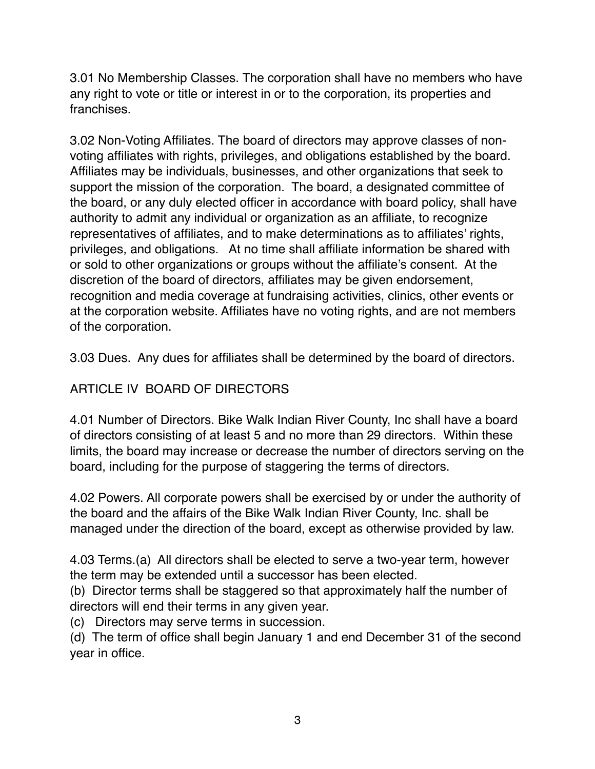3.01 No Membership Classes. The corporation shall have no members who have any right to vote or title or interest in or to the corporation, its properties and franchises.

3.02 Non-Voting Affiliates. The board of directors may approve classes of non-voting affiliates with rights, privileges, and obligations established by the board. Affiliates may be individuals, businesses, and other organizations that seek to support the mission of the corporation. The board, a designated committee of the board, or any duly elected officer in accordance with board policy, shall have authority to admit any individual or organization as an affiliate, to recognize representatives of affiliates, and to make determinations as to affiliates' rights, privileges, and obligations. At no time shall affiliate information be shared with or sold to other organizations or groups without the affiliate's consent. At the discretion of the board of directors, affiliates may be given endorsement, recognition and media coverage at fundraising activities, clinics, other events or at the corporation website. Affiliates have no voting rights, and are not members of the corporation.

3.03 Dues. Any dues for affiliates shall be determined by the board of directors.

## ARTICLE IV BOARD OF DIRECTORS

4.01 Number of Directors. Bike Walk Indian River County, Inc shall have a board of directors consisting of at least 5 and no more than 29 directors. Within these limits, the board may increase or decrease the number of directors serving on the board, including for the purpose of staggering the terms of directors.

4.02 Powers. All corporate powers shall be exercised by or under the authority of the board and the affairs of the Bike Walk Indian River County, Inc. shall be managed under the direction of the board, except as otherwise provided by law.

4.03 Terms.(a) All directors shall be elected to serve a two-year term, however the term may be extended until a successor has been elected.
(b) Director terms shall be staggered so that approximately half the number of directors will end their terms in any given year.
(c) Directors may serve terms in succession.
(d) The term of office shall begin January 1 and end December 31 of the second year in office.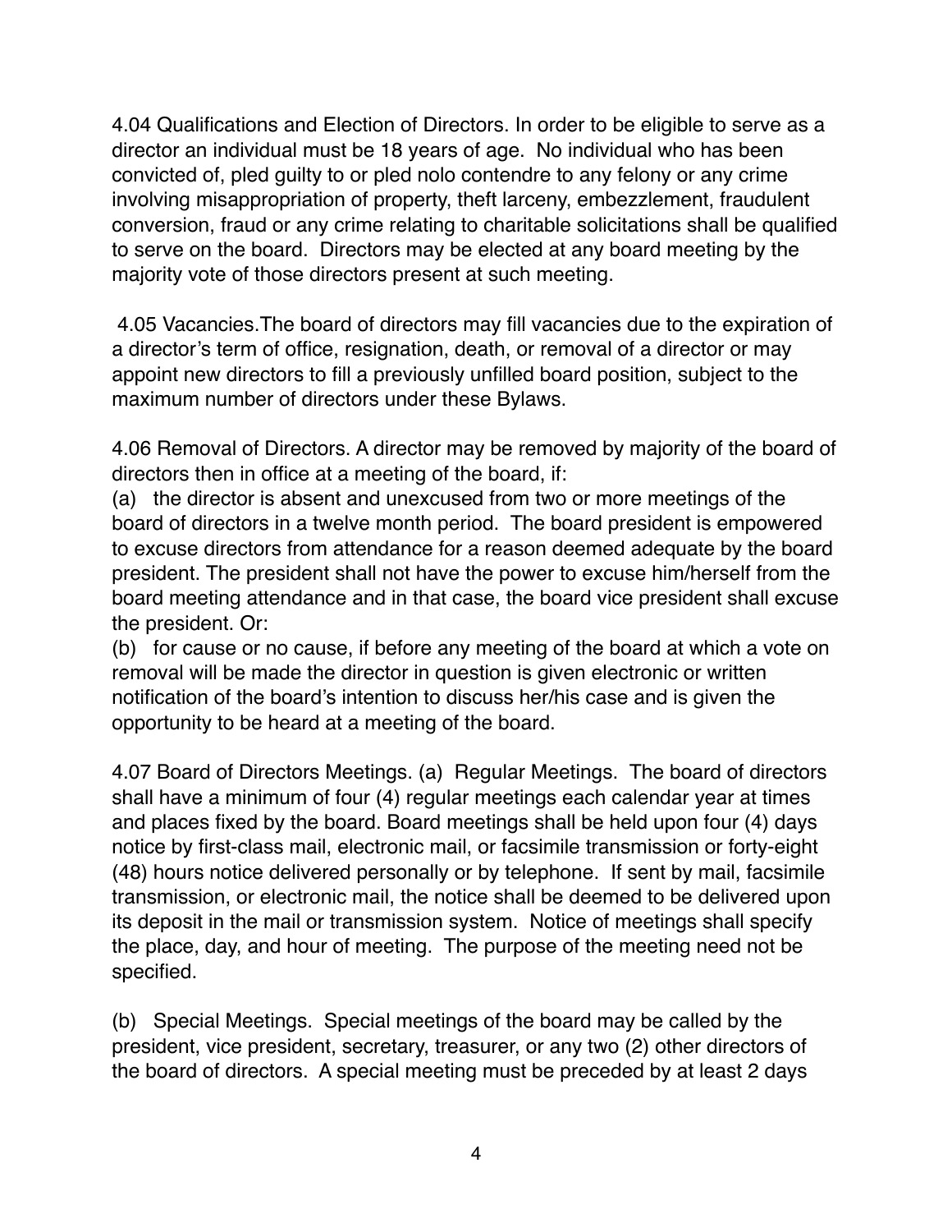4.04 Qualifications and Election of Directors. In order to be eligible to serve as a director an individual must be 18 years of age. No individual who has been convicted of, pled guilty to or pled nolo contendre to any felony or any crime involving misappropriation of property, theft larceny, embezzlement, fraudulent conversion, fraud or any crime relating to charitable solicitations shall be qualified to serve on the board. Directors may be elected at any board meeting by the majority vote of those directors present at such meeting.

4.05 Vacancies.The board of directors may fill vacancies due to the expiration of a director's term of office, resignation, death, or removal of a director or may appoint new directors to fill a previously unfilled board position, subject to the maximum number of directors under these Bylaws.

4.06 Removal of Directors. A director may be removed by majority of the board of directors then in office at a meeting of the board, if:

(a) the director is absent and unexcused from two or more meetings of the board of directors in a twelve month period. The board president is empowered to excuse directors from attendance for a reason deemed adequate by the board president. The president shall not have the power to excuse him/herself from the board meeting attendance and in that case, the board vice president shall excuse the president. Or:

(b) for cause or no cause, if before any meeting of the board at which a vote on removal will be made the director in question is given electronic or written notification of the board's intention to discuss her/his case and is given the opportunity to be heard at a meeting of the board.

4.07 Board of Directors Meetings. (a) Regular Meetings. The board of directors shall have a minimum of four (4) regular meetings each calendar year at times and places fixed by the board. Board meetings shall be held upon four (4) days notice by first-class mail, electronic mail, or facsimile transmission or forty-eight (48) hours notice delivered personally or by telephone. If sent by mail, facsimile transmission, or electronic mail, the notice shall be deemed to be delivered upon its deposit in the mail or transmission system. Notice of meetings shall specify the place, day, and hour of meeting. The purpose of the meeting need not be specified.

(b) Special Meetings. Special meetings of the board may be called by the president, vice president, secretary, treasurer, or any two (2) other directors of the board of directors. A special meeting must be preceded by at least 2 days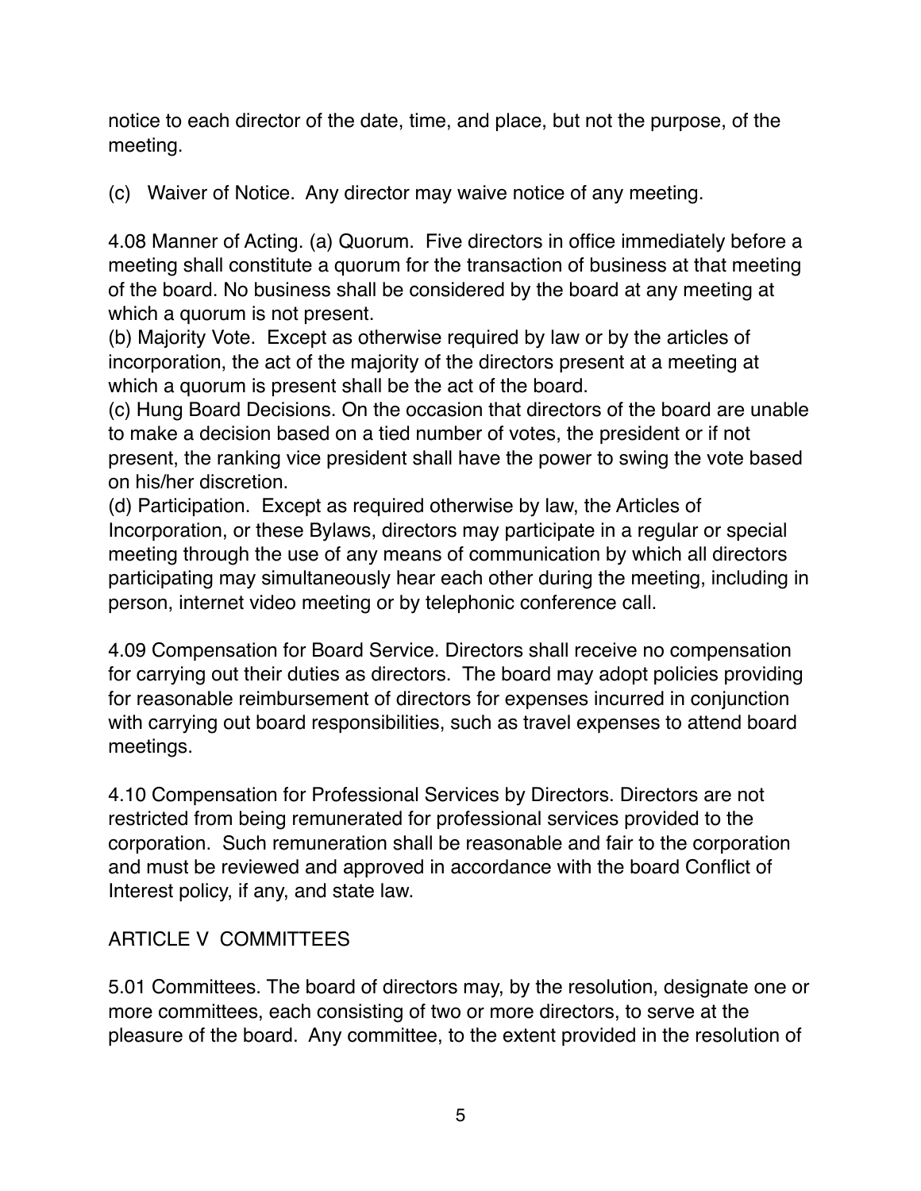notice to each director of the date, time, and place, but not the purpose, of the meeting.

(c) Waiver of Notice. Any director may waive notice of any meeting.

4.08 Manner of Acting. (a) Quorum. Five directors in office immediately before a meeting shall constitute a quorum for the transaction of business at that meeting of the board. No business shall be considered by the board at any meeting at which a quorum is not present.
(b) Majority Vote. Except as otherwise required by law or by the articles of incorporation, the act of the majority of the directors present at a meeting at which a quorum is present shall be the act of the board.
(c) Hung Board Decisions. On the occasion that directors of the board are unable to make a decision based on a tied number of votes, the president or if not present, the ranking vice president shall have the power to swing the vote based on his/her discretion.
(d) Participation. Except as required otherwise by law, the Articles of Incorporation, or these Bylaws, directors may participate in a regular or special meeting through the use of any means of communication by which all directors participating may simultaneously hear each other during the meeting, including in person, internet video meeting or by telephonic conference call.

4.09 Compensation for Board Service. Directors shall receive no compensation for carrying out their duties as directors. The board may adopt policies providing for reasonable reimbursement of directors for expenses incurred in conjunction with carrying out board responsibilities, such as travel expenses to attend board meetings.

4.10 Compensation for Professional Services by Directors. Directors are not restricted from being remunerated for professional services provided to the corporation. Such remuneration shall be reasonable and fair to the corporation and must be reviewed and approved in accordance with the board Conflict of Interest policy, if any, and state law.

## ARTICLE V COMMITTEES

5.01 Committees. The board of directors may, by the resolution, designate one or more committees, each consisting of two or more directors, to serve at the pleasure of the board. Any committee, to the extent provided in the resolution of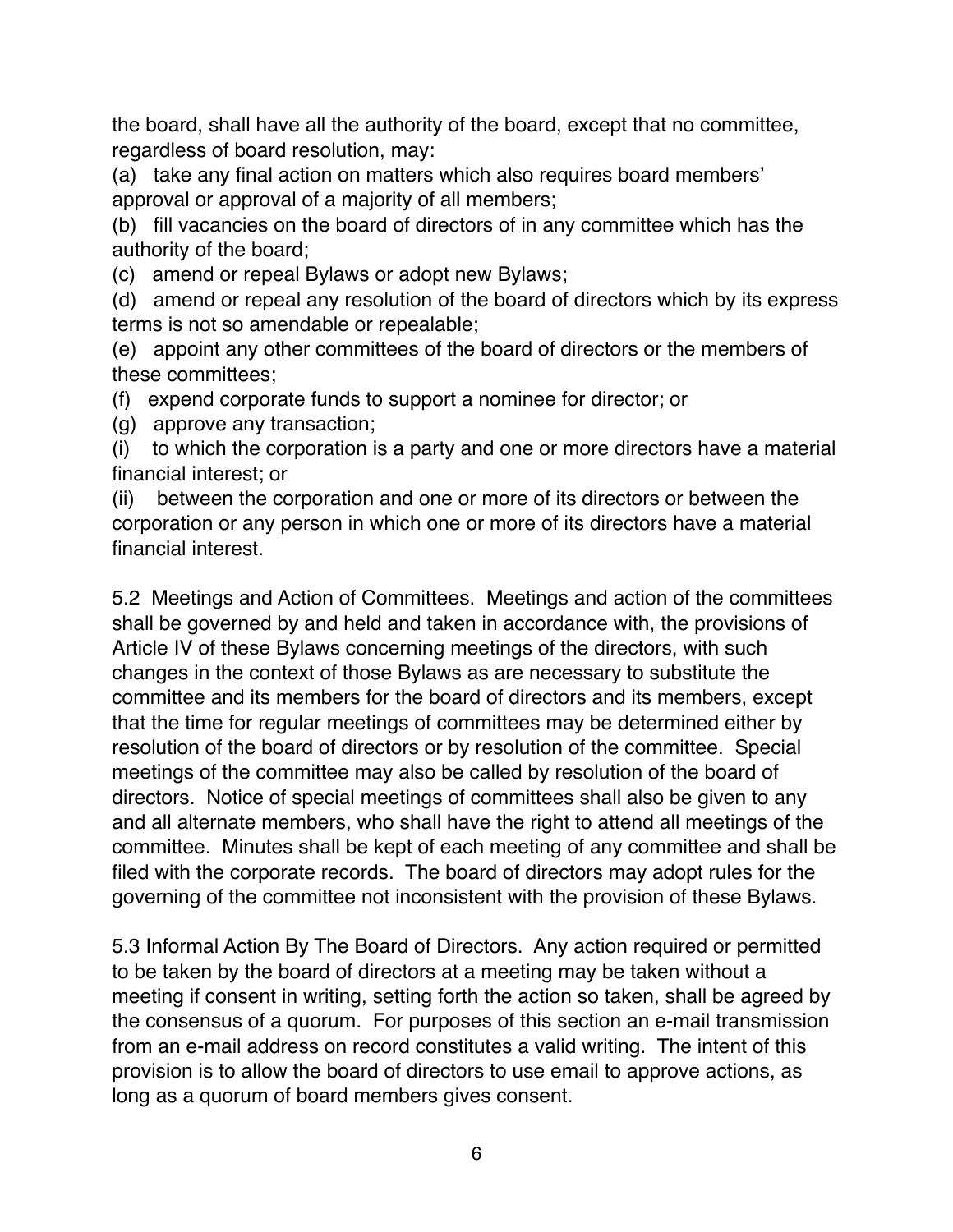the board, shall have all the authority of the board, except that no committee, regardless of board resolution, may:

(a) take any final action on matters which also requires board members' approval or approval of a majority of all members;

(b) fill vacancies on the board of directors of in any committee which has the authority of the board;

(c) amend or repeal Bylaws or adopt new Bylaws;

(d) amend or repeal any resolution of the board of directors which by its express terms is not so amendable or repealable;

(e) appoint any other committees of the board of directors or the members of these committees;

(f) expend corporate funds to support a nominee for director; or

(g) approve any transaction;

(i) to which the corporation is a party and one or more directors have a material financial interest; or

(ii) between the corporation and one or more of its directors or between the corporation or any person in which one or more of its directors have a material financial interest.

5.2 Meetings and Action of Committees. Meetings and action of the committees shall be governed by and held and taken in accordance with, the provisions of Article IV of these Bylaws concerning meetings of the directors, with such changes in the context of those Bylaws as are necessary to substitute the committee and its members for the board of directors and its members, except that the time for regular meetings of committees may be determined either by resolution of the board of directors or by resolution of the committee. Special meetings of the committee may also be called by resolution of the board of directors. Notice of special meetings of committees shall also be given to any and all alternate members, who shall have the right to attend all meetings of the committee. Minutes shall be kept of each meeting of any committee and shall be filed with the corporate records. The board of directors may adopt rules for the governing of the committee not inconsistent with the provision of these Bylaws.

5.3 Informal Action By The Board of Directors. Any action required or permitted to be taken by the board of directors at a meeting may be taken without a meeting if consent in writing, setting forth the action so taken, shall be agreed by the consensus of a quorum. For purposes of this section an e-mail transmission from an e-mail address on record constitutes a valid writing. The intent of this provision is to allow the board of directors to use email to approve actions, as long as a quorum of board members gives consent.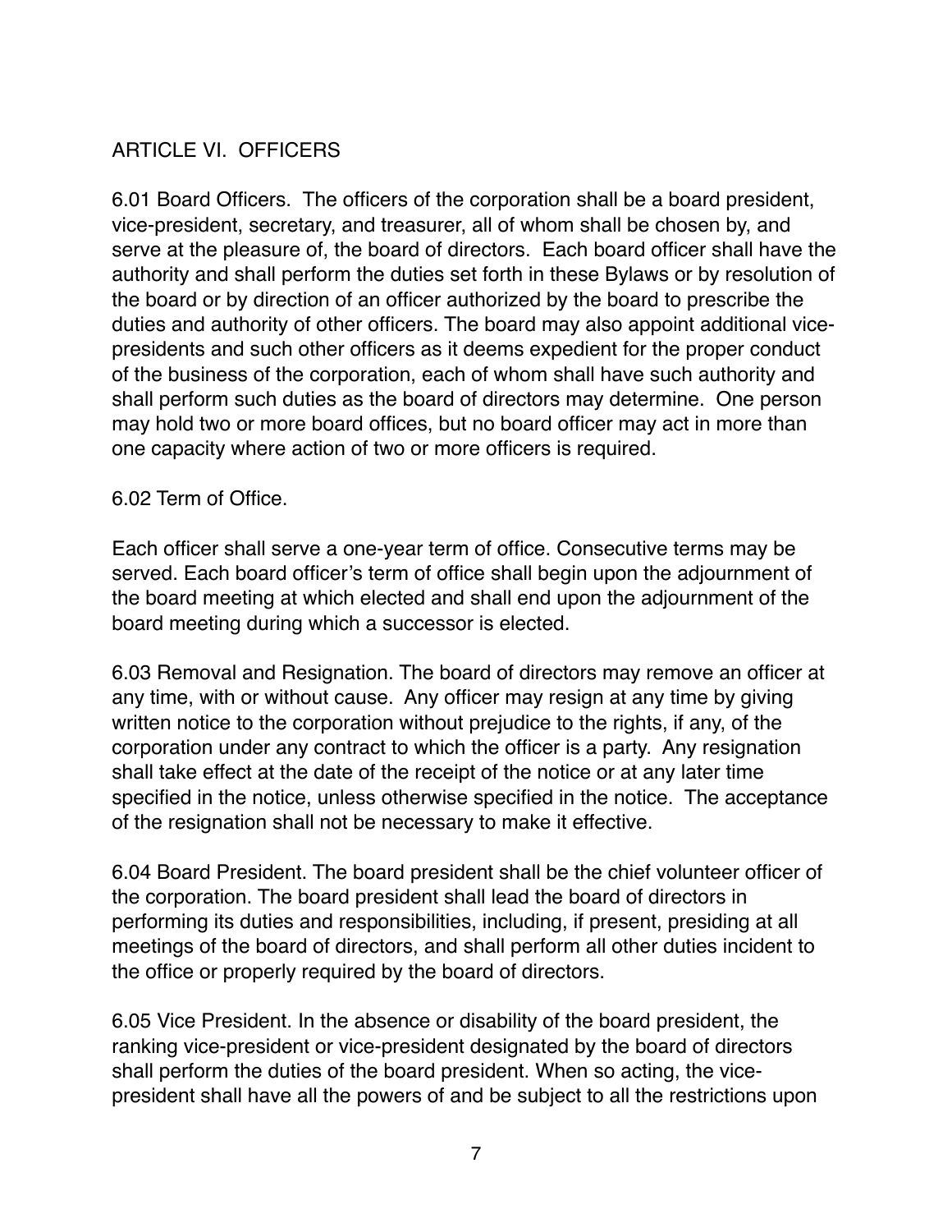## ARTICLE VI. OFFICERS

6.01 Board Officers. The officers of the corporation shall be a board president, vice-president, secretary, and treasurer, all of whom shall be chosen by, and serve at the pleasure of, the board of directors. Each board officer shall have the authority and shall perform the duties set forth in these Bylaws or by resolution of the board or by direction of an officer authorized by the board to prescribe the duties and authority of other officers. The board may also appoint additional vice-presidents and such other officers as it deems expedient for the proper conduct of the business of the corporation, each of whom shall have such authority and shall perform such duties as the board of directors may determine. One person may hold two or more board offices, but no board officer may act in more than one capacity where action of two or more officers is required.

6.02 Term of Office.

Each officer shall serve a one-year term of office. Consecutive terms may be served. Each board officer's term of office shall begin upon the adjournment of the board meeting at which elected and shall end upon the adjournment of the board meeting during which a successor is elected.

6.03 Removal and Resignation. The board of directors may remove an officer at any time, with or without cause. Any officer may resign at any time by giving written notice to the corporation without prejudice to the rights, if any, of the corporation under any contract to which the officer is a party. Any resignation shall take effect at the date of the receipt of the notice or at any later time specified in the notice, unless otherwise specified in the notice. The acceptance of the resignation shall not be necessary to make it effective.

6.04 Board President. The board president shall be the chief volunteer officer of the corporation. The board president shall lead the board of directors in performing its duties and responsibilities, including, if present, presiding at all meetings of the board of directors, and shall perform all other duties incident to the office or properly required by the board of directors.

6.05 Vice President. In the absence or disability of the board president, the ranking vice-president or vice-president designated by the board of directors shall perform the duties of the board president. When so acting, the vice-president shall have all the powers of and be subject to all the restrictions upon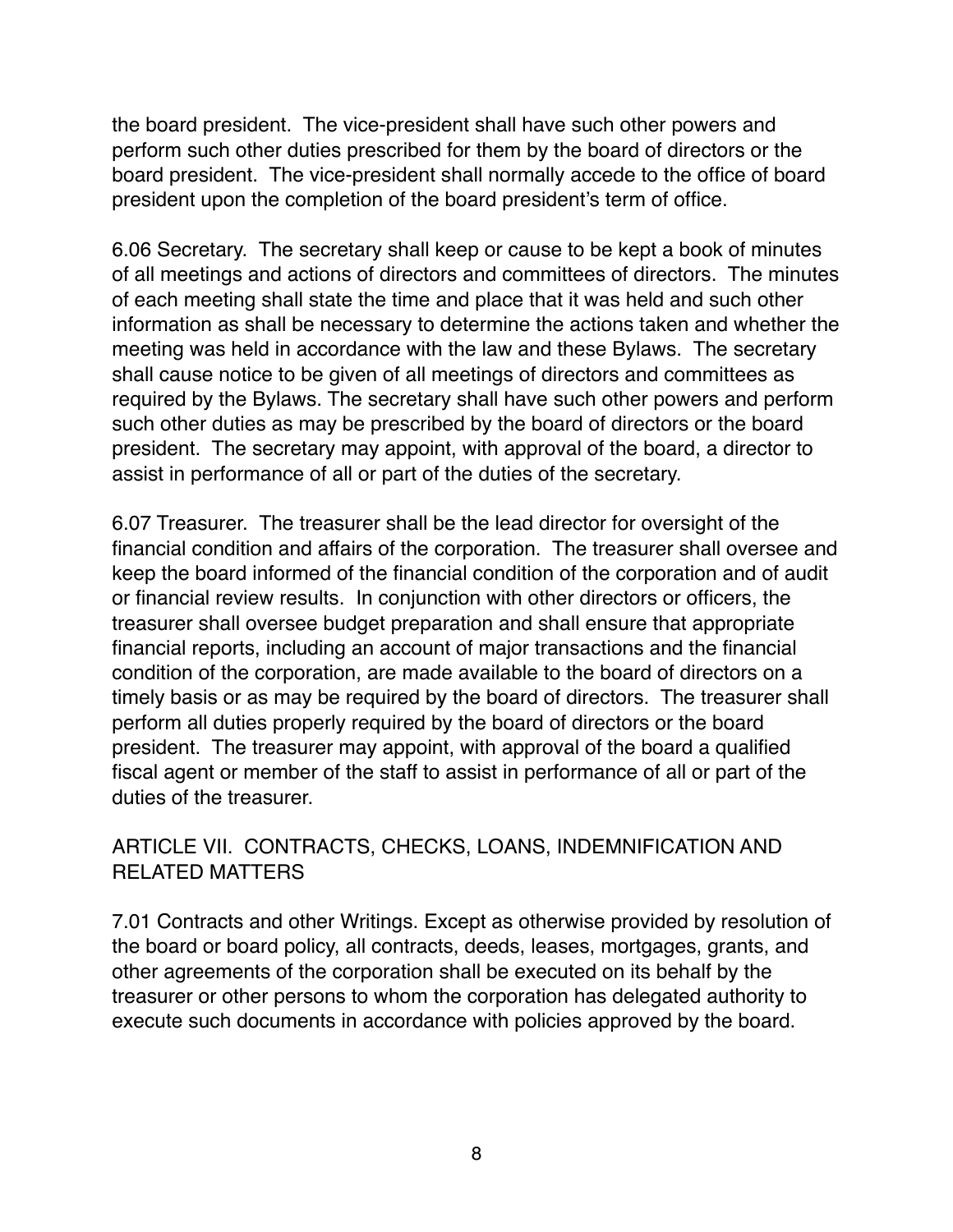the board president. The vice-president shall have such other powers and perform such other duties prescribed for them by the board of directors or the board president. The vice-president shall normally accede to the office of board president upon the completion of the board president's term of office.

6.06 Secretary. The secretary shall keep or cause to be kept a book of minutes of all meetings and actions of directors and committees of directors. The minutes of each meeting shall state the time and place that it was held and such other information as shall be necessary to determine the actions taken and whether the meeting was held in accordance with the law and these Bylaws. The secretary shall cause notice to be given of all meetings of directors and committees as required by the Bylaws. The secretary shall have such other powers and perform such other duties as may be prescribed by the board of directors or the board president. The secretary may appoint, with approval of the board, a director to assist in performance of all or part of the duties of the secretary.

6.07 Treasurer. The treasurer shall be the lead director for oversight of the financial condition and affairs of the corporation. The treasurer shall oversee and keep the board informed of the financial condition of the corporation and of audit or financial review results. In conjunction with other directors or officers, the treasurer shall oversee budget preparation and shall ensure that appropriate financial reports, including an account of major transactions and the financial condition of the corporation, are made available to the board of directors on a timely basis or as may be required by the board of directors. The treasurer shall perform all duties properly required by the board of directors or the board president. The treasurer may appoint, with approval of the board a qualified fiscal agent or member of the staff to assist in performance of all or part of the duties of the treasurer.

## ARTICLE VII. CONTRACTS, CHECKS, LOANS, INDEMNIFICATION AND RELATED MATTERS

7.01 Contracts and other Writings. Except as otherwise provided by resolution of the board or board policy, all contracts, deeds, leases, mortgages, grants, and other agreements of the corporation shall be executed on its behalf by the treasurer or other persons to whom the corporation has delegated authority to execute such documents in accordance with policies approved by the board.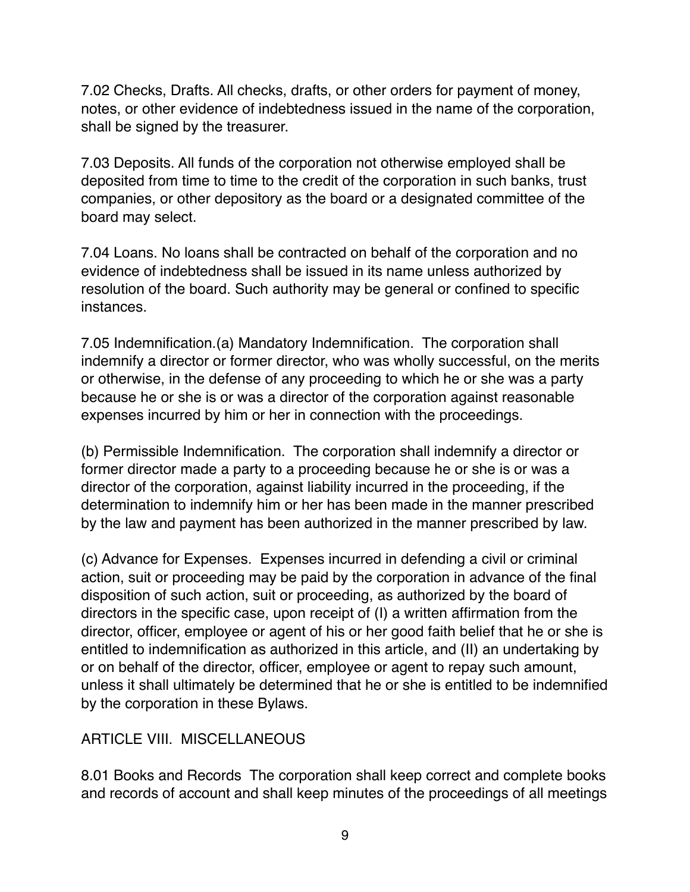7.02 Checks, Drafts. All checks, drafts, or other orders for payment of money, notes, or other evidence of indebtedness issued in the name of the corporation, shall be signed by the treasurer.

7.03 Deposits. All funds of the corporation not otherwise employed shall be deposited from time to time to the credit of the corporation in such banks, trust companies, or other depository as the board or a designated committee of the board may select.

7.04 Loans. No loans shall be contracted on behalf of the corporation and no evidence of indebtedness shall be issued in its name unless authorized by resolution of the board. Such authority may be general or confined to specific instances.

7.05 Indemnification.(a) Mandatory Indemnification. The corporation shall indemnify a director or former director, who was wholly successful, on the merits or otherwise, in the defense of any proceeding to which he or she was a party because he or she is or was a director of the corporation against reasonable expenses incurred by him or her in connection with the proceedings.

(b) Permissible Indemnification. The corporation shall indemnify a director or former director made a party to a proceeding because he or she is or was a director of the corporation, against liability incurred in the proceeding, if the determination to indemnify him or her has been made in the manner prescribed by the law and payment has been authorized in the manner prescribed by law.

(c) Advance for Expenses. Expenses incurred in defending a civil or criminal action, suit or proceeding may be paid by the corporation in advance of the final disposition of such action, suit or proceeding, as authorized by the board of directors in the specific case, upon receipt of (I) a written affirmation from the director, officer, employee or agent of his or her good faith belief that he or she is entitled to indemnification as authorized in this article, and (II) an undertaking by or on behalf of the director, officer, employee or agent to repay such amount, unless it shall ultimately be determined that he or she is entitled to be indemnified by the corporation in these Bylaws.

## ARTICLE VIII. MISCELLANEOUS

8.01 Books and Records The corporation shall keep correct and complete books and records of account and shall keep minutes of the proceedings of all meetings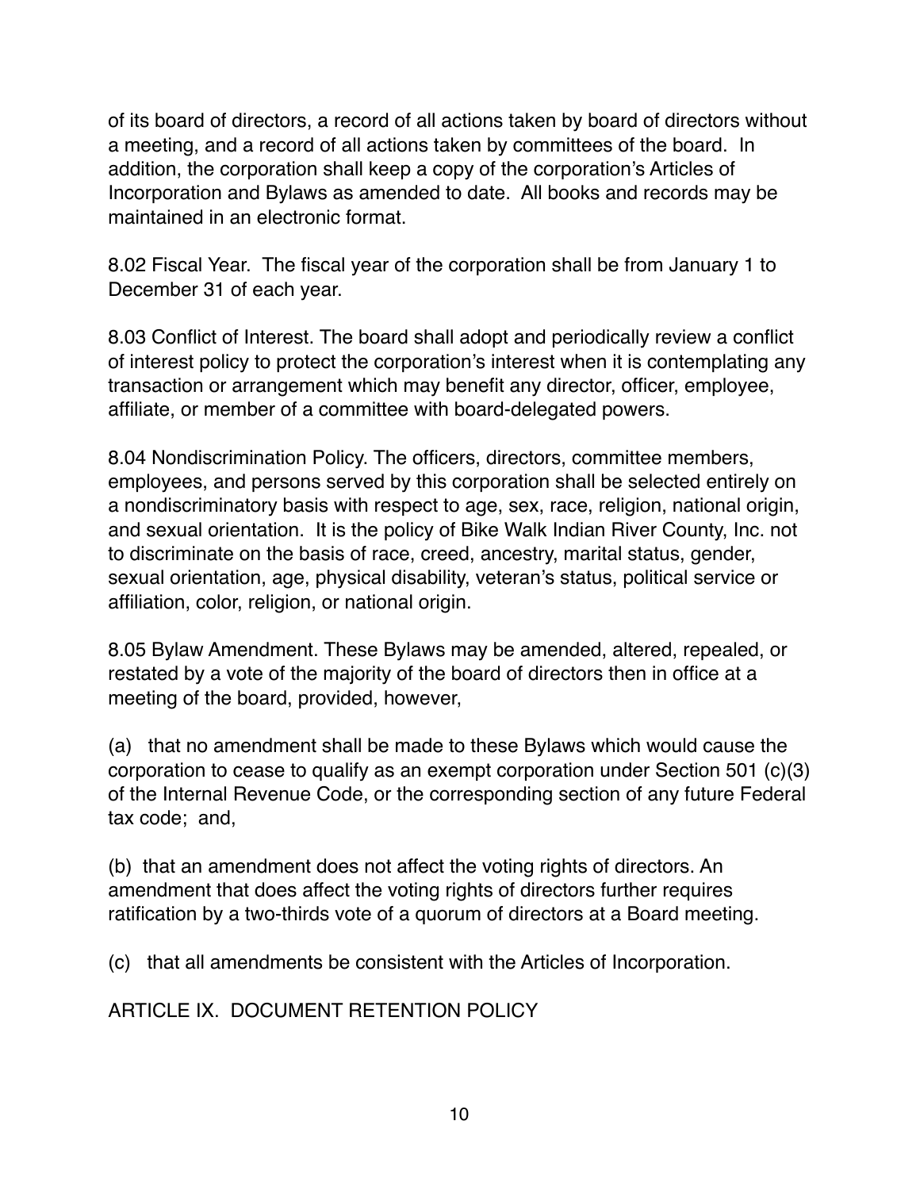of its board of directors, a record of all actions taken by board of directors without a meeting, and a record of all actions taken by committees of the board. In addition, the corporation shall keep a copy of the corporation's Articles of Incorporation and Bylaws as amended to date. All books and records may be maintained in an electronic format.

8.02 Fiscal Year. The fiscal year of the corporation shall be from January 1 to December 31 of each year.

8.03 Conflict of Interest. The board shall adopt and periodically review a conflict of interest policy to protect the corporation's interest when it is contemplating any transaction or arrangement which may benefit any director, officer, employee, affiliate, or member of a committee with board-delegated powers.

8.04 Nondiscrimination Policy. The officers, directors, committee members, employees, and persons served by this corporation shall be selected entirely on a nondiscriminatory basis with respect to age, sex, race, religion, national origin, and sexual orientation. It is the policy of Bike Walk Indian River County, Inc. not to discriminate on the basis of race, creed, ancestry, marital status, gender, sexual orientation, age, physical disability, veteran's status, political service or affiliation, color, religion, or national origin.

8.05 Bylaw Amendment. These Bylaws may be amended, altered, repealed, or restated by a vote of the majority of the board of directors then in office at a meeting of the board, provided, however,

(a) that no amendment shall be made to these Bylaws which would cause the corporation to cease to qualify as an exempt corporation under Section 501 (c)(3) of the Internal Revenue Code, or the corresponding section of any future Federal tax code; and,

(b) that an amendment does not affect the voting rights of directors. An amendment that does affect the voting rights of directors further requires ratification by a two-thirds vote of a quorum of directors at a Board meeting.

(c) that all amendments be consistent with the Articles of Incorporation.

## ARTICLE IX. DOCUMENT RETENTION POLICY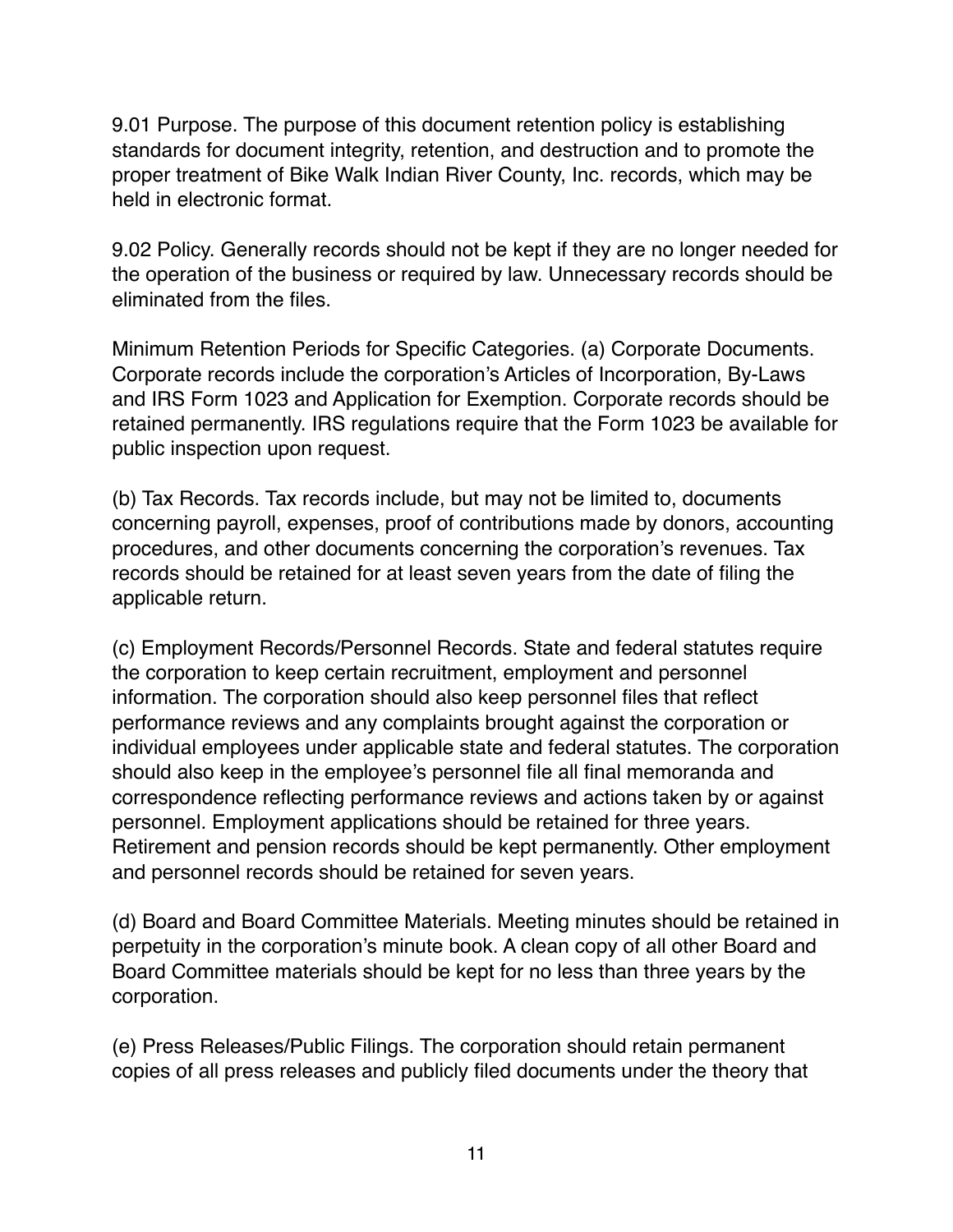9.01 Purpose. The purpose of this document retention policy is establishing standards for document integrity, retention, and destruction and to promote the proper treatment of Bike Walk Indian River County, Inc. records, which may be held in electronic format.

9.02 Policy. Generally records should not be kept if they are no longer needed for the operation of the business or required by law. Unnecessary records should be eliminated from the files.

Minimum Retention Periods for Specific Categories. (a) Corporate Documents. Corporate records include the corporation's Articles of Incorporation, By-Laws and IRS Form 1023 and Application for Exemption. Corporate records should be retained permanently. IRS regulations require that the Form 1023 be available for public inspection upon request.

(b) Tax Records. Tax records include, but may not be limited to, documents concerning payroll, expenses, proof of contributions made by donors, accounting procedures, and other documents concerning the corporation's revenues. Tax records should be retained for at least seven years from the date of filing the applicable return.

(c) Employment Records/Personnel Records. State and federal statutes require the corporation to keep certain recruitment, employment and personnel information. The corporation should also keep personnel files that reflect performance reviews and any complaints brought against the corporation or individual employees under applicable state and federal statutes. The corporation should also keep in the employee's personnel file all final memoranda and correspondence reflecting performance reviews and actions taken by or against personnel. Employment applications should be retained for three years. Retirement and pension records should be kept permanently. Other employment and personnel records should be retained for seven years.

(d) Board and Board Committee Materials. Meeting minutes should be retained in perpetuity in the corporation's minute book. A clean copy of all other Board and Board Committee materials should be kept for no less than three years by the corporation.

(e) Press Releases/Public Filings. The corporation should retain permanent copies of all press releases and publicly filed documents under the theory that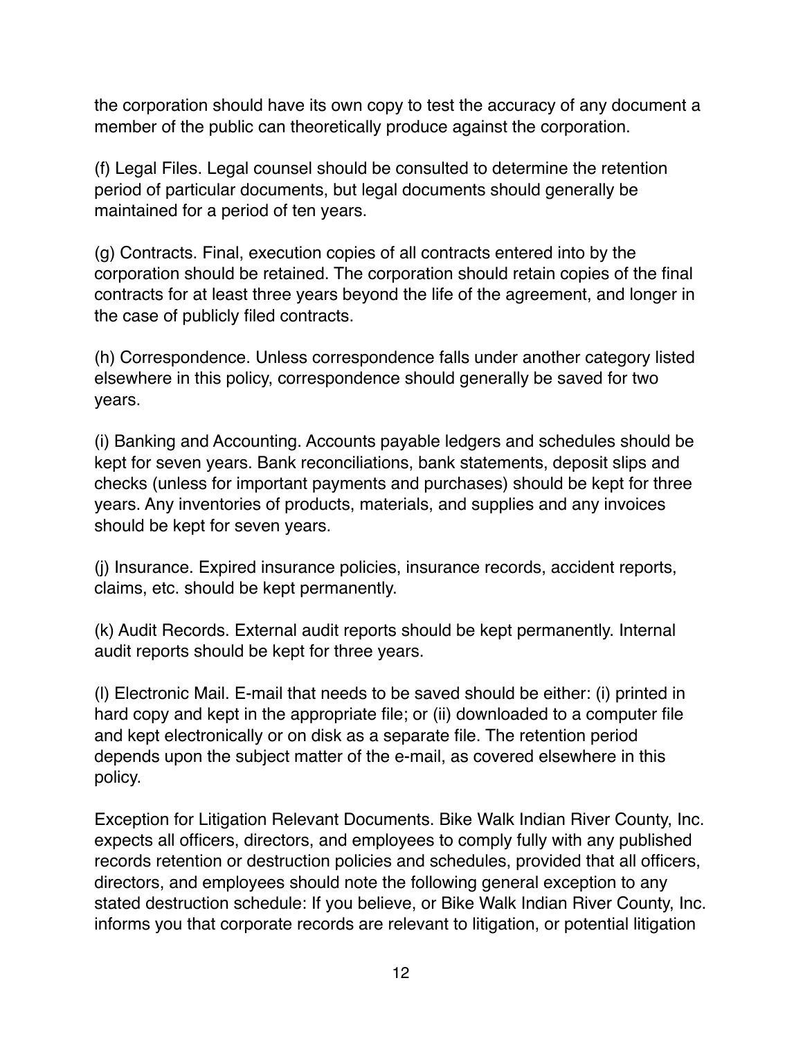the corporation should have its own copy to test the accuracy of any document a member of the public can theoretically produce against the corporation.

(f) Legal Files. Legal counsel should be consulted to determine the retention period of particular documents, but legal documents should generally be maintained for a period of ten years.

(g) Contracts. Final, execution copies of all contracts entered into by the corporation should be retained. The corporation should retain copies of the final contracts for at least three years beyond the life of the agreement, and longer in the case of publicly filed contracts.

(h) Correspondence. Unless correspondence falls under another category listed elsewhere in this policy, correspondence should generally be saved for two years.

(i) Banking and Accounting. Accounts payable ledgers and schedules should be kept for seven years. Bank reconciliations, bank statements, deposit slips and checks (unless for important payments and purchases) should be kept for three years. Any inventories of products, materials, and supplies and any invoices should be kept for seven years.

(j) Insurance. Expired insurance policies, insurance records, accident reports, claims, etc. should be kept permanently.

(k) Audit Records. External audit reports should be kept permanently. Internal audit reports should be kept for three years.

(l) Electronic Mail. E-mail that needs to be saved should be either: (i) printed in hard copy and kept in the appropriate file; or (ii) downloaded to a computer file and kept electronically or on disk as a separate file. The retention period depends upon the subject matter of the e-mail, as covered elsewhere in this policy.

Exception for Litigation Relevant Documents. Bike Walk Indian River County, Inc. expects all officers, directors, and employees to comply fully with any published records retention or destruction policies and schedules, provided that all officers, directors, and employees should note the following general exception to any stated destruction schedule: If you believe, or Bike Walk Indian River County, Inc. informs you that corporate records are relevant to litigation, or potential litigation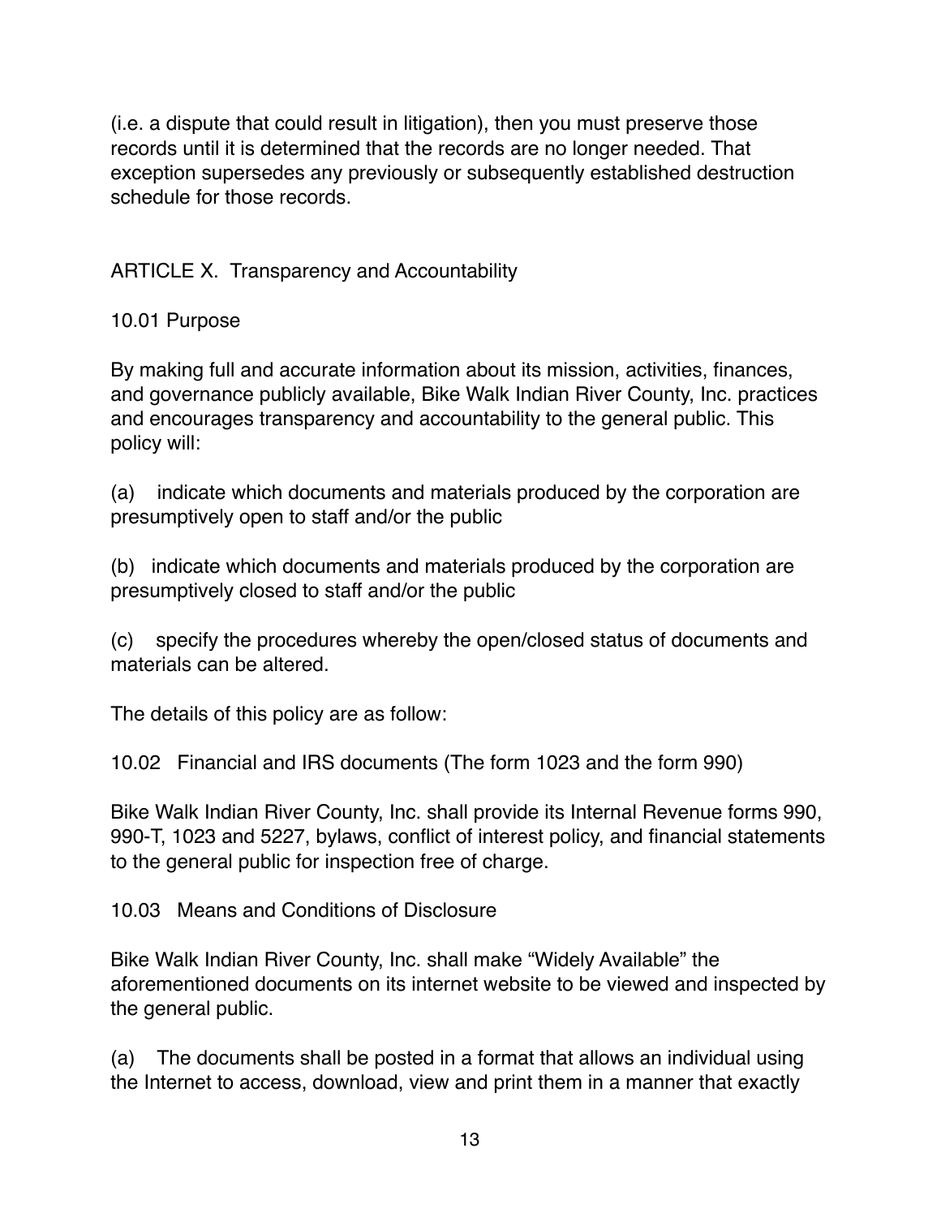(i.e. a dispute that could result in litigation), then you must preserve those records until it is determined that the records are no longer needed. That exception supersedes any previously or subsequently established destruction schedule for those records.

## ARTICLE X. Transparency and Accountability

### 10.01 Purpose

By making full and accurate information about its mission, activities, finances, and governance publicly available, Bike Walk Indian River County, Inc. practices and encourages transparency and accountability to the general public. This policy will:

(a) indicate which documents and materials produced by the corporation are presumptively open to staff and/or the public

(b) indicate which documents and materials produced by the corporation are presumptively closed to staff and/or the public

(c) specify the procedures whereby the open/closed status of documents and materials can be altered.

The details of this policy are as follow:

### 10.02 Financial and IRS documents (The form 1023 and the form 990)

Bike Walk Indian River County, Inc. shall provide its Internal Revenue forms 990, 990-T, 1023 and 5227, bylaws, conflict of interest policy, and financial statements to the general public for inspection free of charge.

### 10.03 Means and Conditions of Disclosure

Bike Walk Indian River County, Inc. shall make "Widely Available" the aforementioned documents on its internet website to be viewed and inspected by the general public.

(a) The documents shall be posted in a format that allows an individual using the Internet to access, download, view and print them in a manner that exactly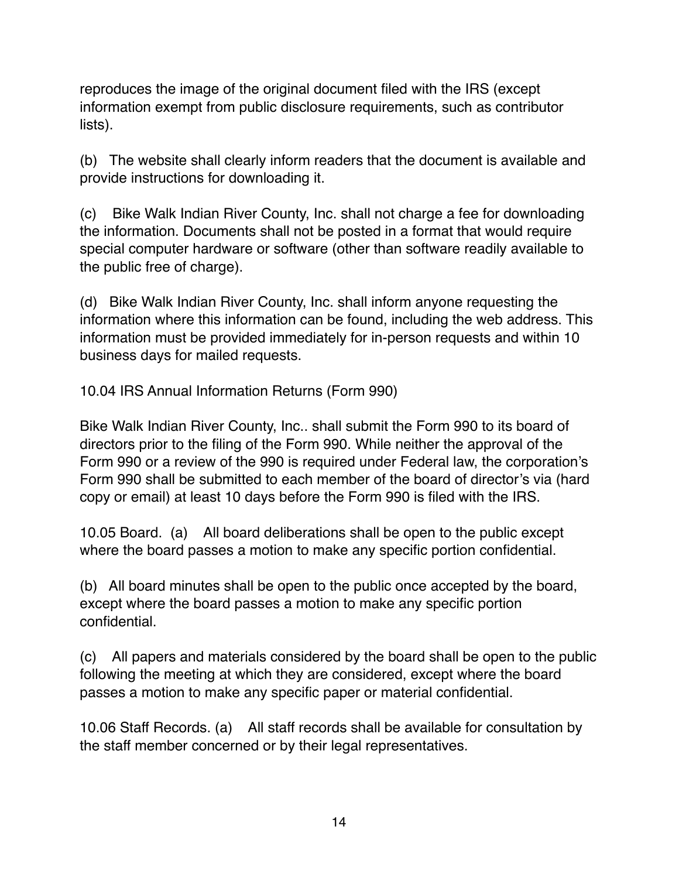reproduces the image of the original document filed with the IRS (except information exempt from public disclosure requirements, such as contributor lists).

(b) The website shall clearly inform readers that the document is available and provide instructions for downloading it.

(c) Bike Walk Indian River County, Inc. shall not charge a fee for downloading the information. Documents shall not be posted in a format that would require special computer hardware or software (other than software readily available to the public free of charge).

(d) Bike Walk Indian River County, Inc. shall inform anyone requesting the information where this information can be found, including the web address. This information must be provided immediately for in-person requests and within 10 business days for mailed requests.

10.04 IRS Annual Information Returns (Form 990)

Bike Walk Indian River County, Inc.. shall submit the Form 990 to its board of directors prior to the filing of the Form 990. While neither the approval of the Form 990 or a review of the 990 is required under Federal law, the corporation's Form 990 shall be submitted to each member of the board of director's via (hard copy or email) at least 10 days before the Form 990 is filed with the IRS.

10.05 Board. (a) All board deliberations shall be open to the public except where the board passes a motion to make any specific portion confidential.

(b) All board minutes shall be open to the public once accepted by the board, except where the board passes a motion to make any specific portion confidential.

(c) All papers and materials considered by the board shall be open to the public following the meeting at which they are considered, except where the board passes a motion to make any specific paper or material confidential.

10.06 Staff Records. (a) All staff records shall be available for consultation by the staff member concerned or by their legal representatives.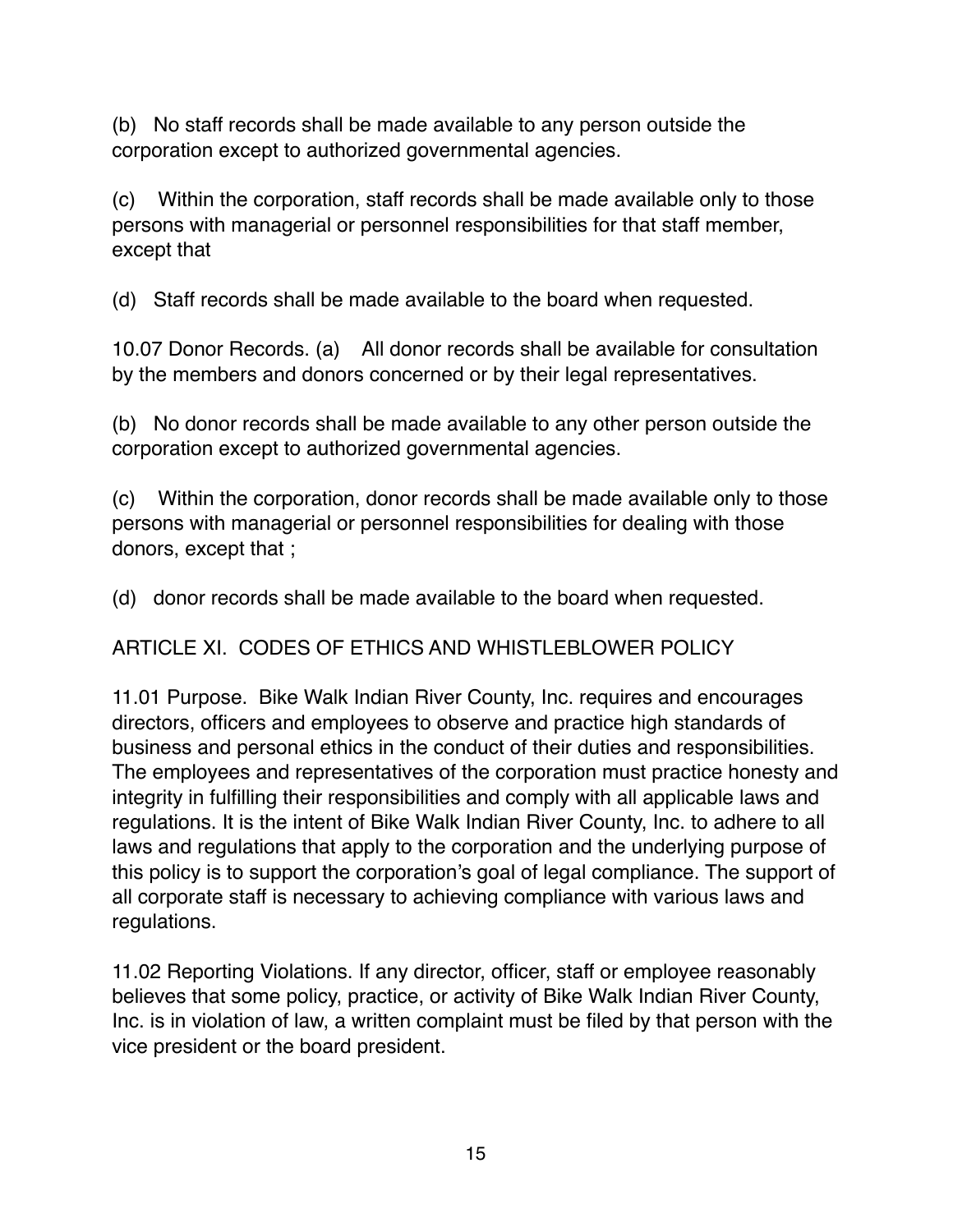(b) No staff records shall be made available to any person outside the corporation except to authorized governmental agencies.

(c) Within the corporation, staff records shall be made available only to those persons with managerial or personnel responsibilities for that staff member, except that

(d) Staff records shall be made available to the board when requested.

10.07 Donor Records. (a) All donor records shall be available for consultation by the members and donors concerned or by their legal representatives.

(b) No donor records shall be made available to any other person outside the corporation except to authorized governmental agencies.

(c) Within the corporation, donor records shall be made available only to those persons with managerial or personnel responsibilities for dealing with those donors, except that ;

(d) donor records shall be made available to the board when requested.

## ARTICLE XI. CODES OF ETHICS AND WHISTLEBLOWER POLICY

11.01 Purpose. Bike Walk Indian River County, Inc. requires and encourages directors, officers and employees to observe and practice high standards of business and personal ethics in the conduct of their duties and responsibilities. The employees and representatives of the corporation must practice honesty and integrity in fulfilling their responsibilities and comply with all applicable laws and regulations. It is the intent of Bike Walk Indian River County, Inc. to adhere to all laws and regulations that apply to the corporation and the underlying purpose of this policy is to support the corporation's goal of legal compliance. The support of all corporate staff is necessary to achieving compliance with various laws and regulations.

11.02 Reporting Violations. If any director, officer, staff or employee reasonably believes that some policy, practice, or activity of Bike Walk Indian River County, Inc. is in violation of law, a written complaint must be filed by that person with the vice president or the board president.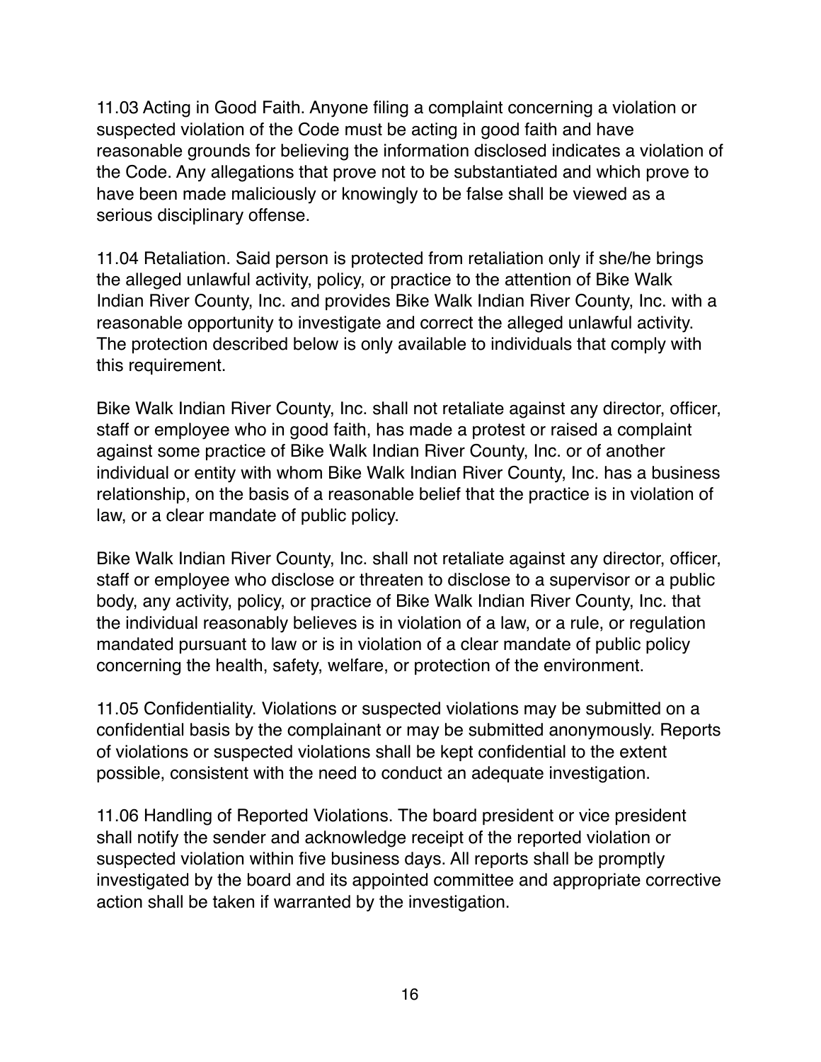11.03 Acting in Good Faith. Anyone filing a complaint concerning a violation or suspected violation of the Code must be acting in good faith and have reasonable grounds for believing the information disclosed indicates a violation of the Code. Any allegations that prove not to be substantiated and which prove to have been made maliciously or knowingly to be false shall be viewed as a serious disciplinary offense.

11.04 Retaliation. Said person is protected from retaliation only if she/he brings the alleged unlawful activity, policy, or practice to the attention of Bike Walk Indian River County, Inc. and provides Bike Walk Indian River County, Inc. with a reasonable opportunity to investigate and correct the alleged unlawful activity. The protection described below is only available to individuals that comply with this requirement.

Bike Walk Indian River County, Inc. shall not retaliate against any director, officer, staff or employee who in good faith, has made a protest or raised a complaint against some practice of Bike Walk Indian River County, Inc. or of another individual or entity with whom Bike Walk Indian River County, Inc. has a business relationship, on the basis of a reasonable belief that the practice is in violation of law, or a clear mandate of public policy.

Bike Walk Indian River County, Inc. shall not retaliate against any director, officer, staff or employee who disclose or threaten to disclose to a supervisor or a public body, any activity, policy, or practice of Bike Walk Indian River County, Inc. that the individual reasonably believes is in violation of a law, or a rule, or regulation mandated pursuant to law or is in violation of a clear mandate of public policy concerning the health, safety, welfare, or protection of the environment.

11.05 Confidentiality. Violations or suspected violations may be submitted on a confidential basis by the complainant or may be submitted anonymously. Reports of violations or suspected violations shall be kept confidential to the extent possible, consistent with the need to conduct an adequate investigation.

11.06 Handling of Reported Violations. The board president or vice president shall notify the sender and acknowledge receipt of the reported violation or suspected violation within five business days. All reports shall be promptly investigated by the board and its appointed committee and appropriate corrective action shall be taken if warranted by the investigation.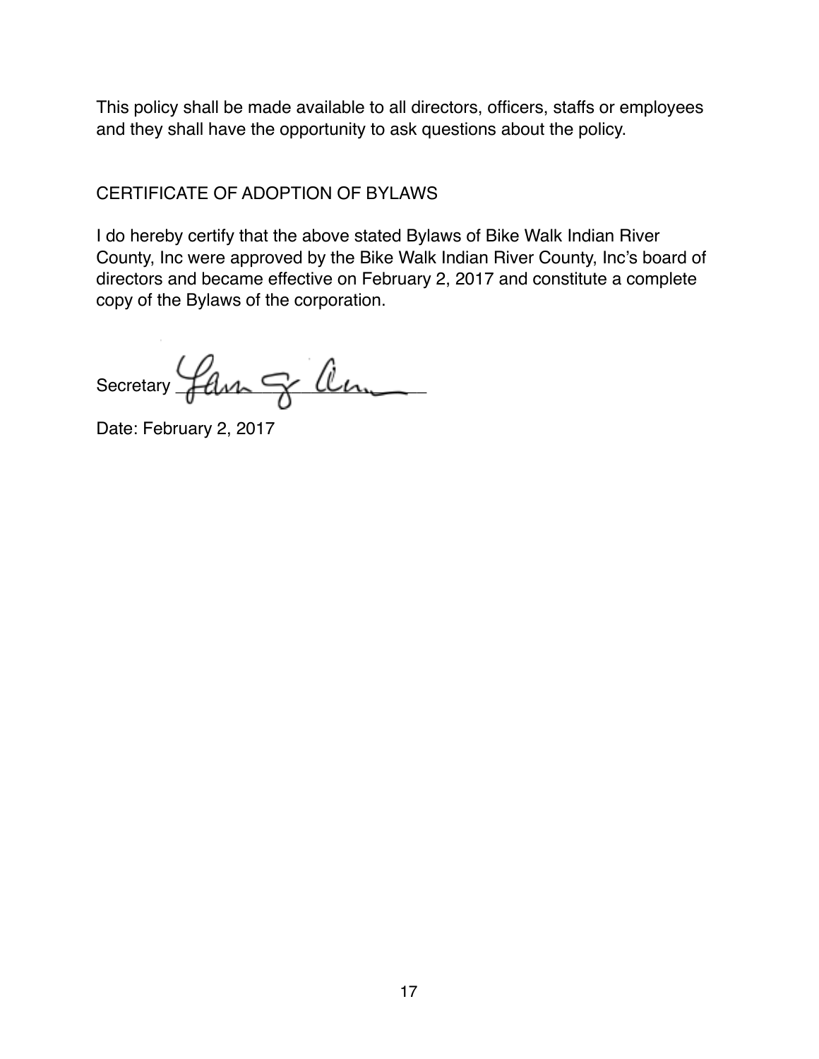This policy shall be made available to all directors, officers, staffs or employees and they shall have the opportunity to ask questions about the policy.

## CERTIFICATE OF ADOPTION OF BYLAWS

I do hereby certify that the above stated Bylaws of Bike Walk Indian River County, Inc were approved by the Bike Walk Indian River County, Inc's board of directors and became effective on February 2, 2017 and constitute a complete copy of the Bylaws of the corporation.

Secretary ______________________

Date: February 2, 2017